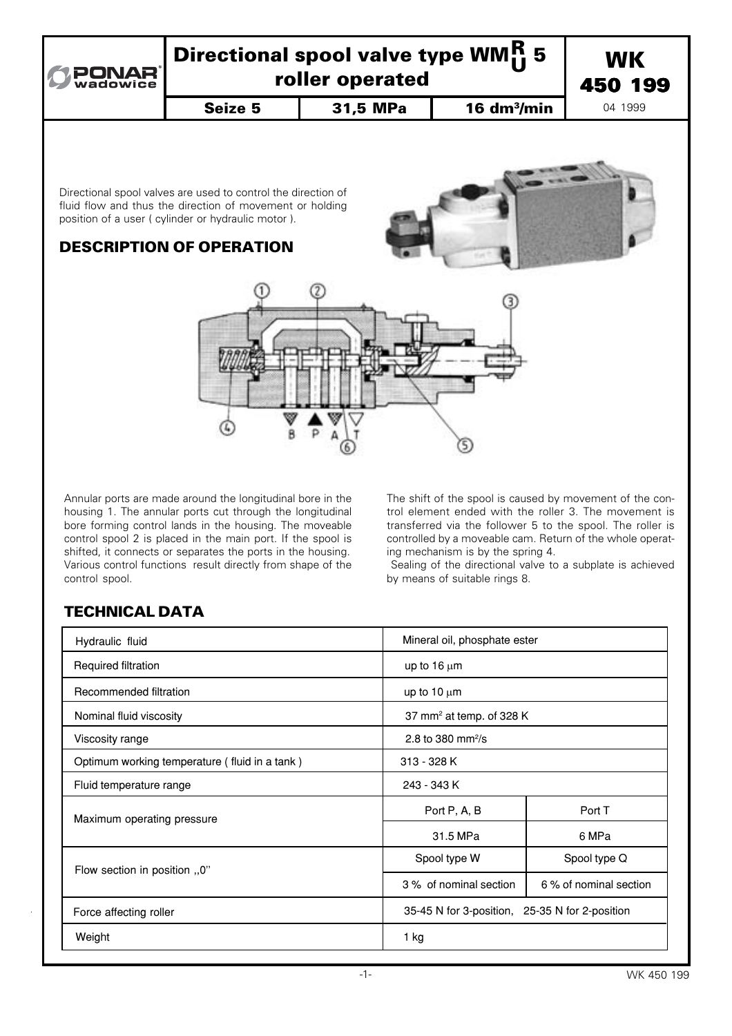# Directional spool valve type WM$^{R}_{U}$ 5 roller operated

**WK 450 199**

| Seize 5 | 31,5 MPa | 16 dm³/min | 04 1999 |
|---|---|---|---|

Directional spool valves are used to control the direction of fluid flow and thus the direction of movement or holding position of a user ( cylinder or hydraulic motor ).

## DESCRIPTION OF OPERATION

Annular ports are made around the longitudinal bore in the housing 1. The annular ports cut through the longitudinal bore forming control lands in the housing. The moveable control spool 2 is placed in the main port. If the spool is shifted, it connects or separates the ports in the housing. Various control functions result directly from shape of the control spool.

The shift of the spool is caused by movement of the control element ended with the roller 3. The movement is transferred via the follower 5 to the spool. The roller is controlled by a moveable cam. Return of the whole operating mechanism is by the spring 4.

Sealing of the directional valve to a subplate is achieved by means of suitable rings 8.

## TECHNICAL DATA

| Parameter | | |
|---|---|---|
| Hydraulic fluid | Mineral oil, phosphate ester | |
| Required filtration | up to 16 μm | |
| Recommended filtration | up to 10 μm | |
| Nominal fluid viscosity | 37 mm² at temp. of 328 K | |
| Viscosity range | 2.8 to 380 mm²/s | |
| Optimum working temperature ( fluid in a tank ) | 313 - 328 K | |
| Fluid temperature range | 243 - 343 K | |
| Maximum operating pressure | Port P, A, B | Port T |
| | 31.5 MPa | 6 MPa |
| Flow section in position „0" | Spool type W | Spool type Q |
| | 3 % of nominal section | 6 % of nominal section |
| Force affecting roller | 35-45 N for 3-position, 25-35 N for 2-position | |
| Weight | 1 kg | |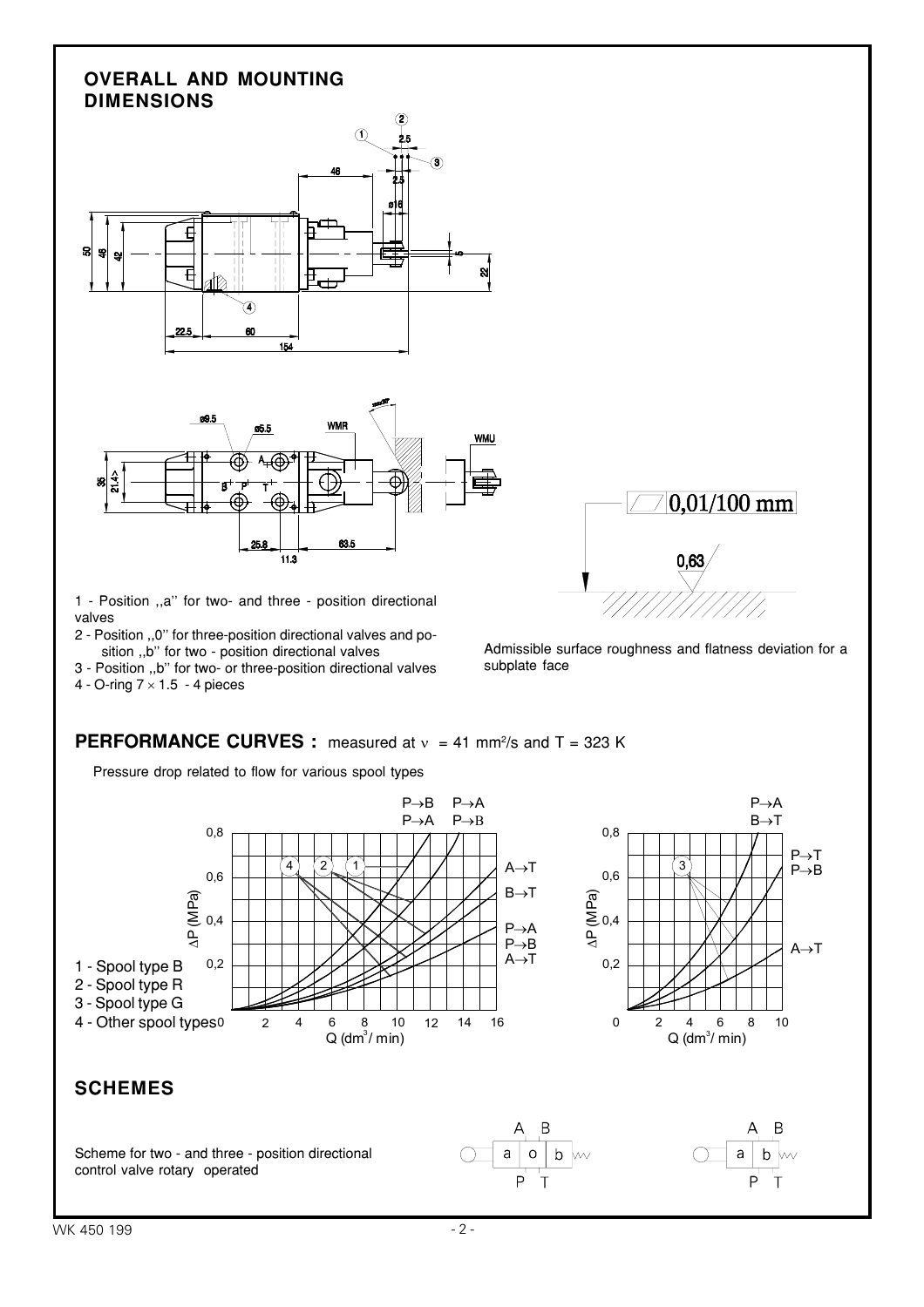## OVERALL AND MOUNTING DIMENSIONS

1 - Position ,,a'' for two- and three - position directional valves
2 - Position ,,0'' for three-position directional valves and position ,,b'' for two - position directional valves
3 - Position ,,b'' for two- or three-position directional valves
4 - O-ring 7 × 1.5 - 4 pieces

Admissible surface roughness and flatness deviation for a subplate face

## PERFORMANCE CURVES : measured at $\nu$ = 41 mm²/s and T = 323 K

Pressure drop related to flow for various spool types

1 - Spool type B
2 - Spool type R
3 - Spool type G
4 - Other spool types

## SCHEMES

Scheme for two - and three - position directional control valve rotary operated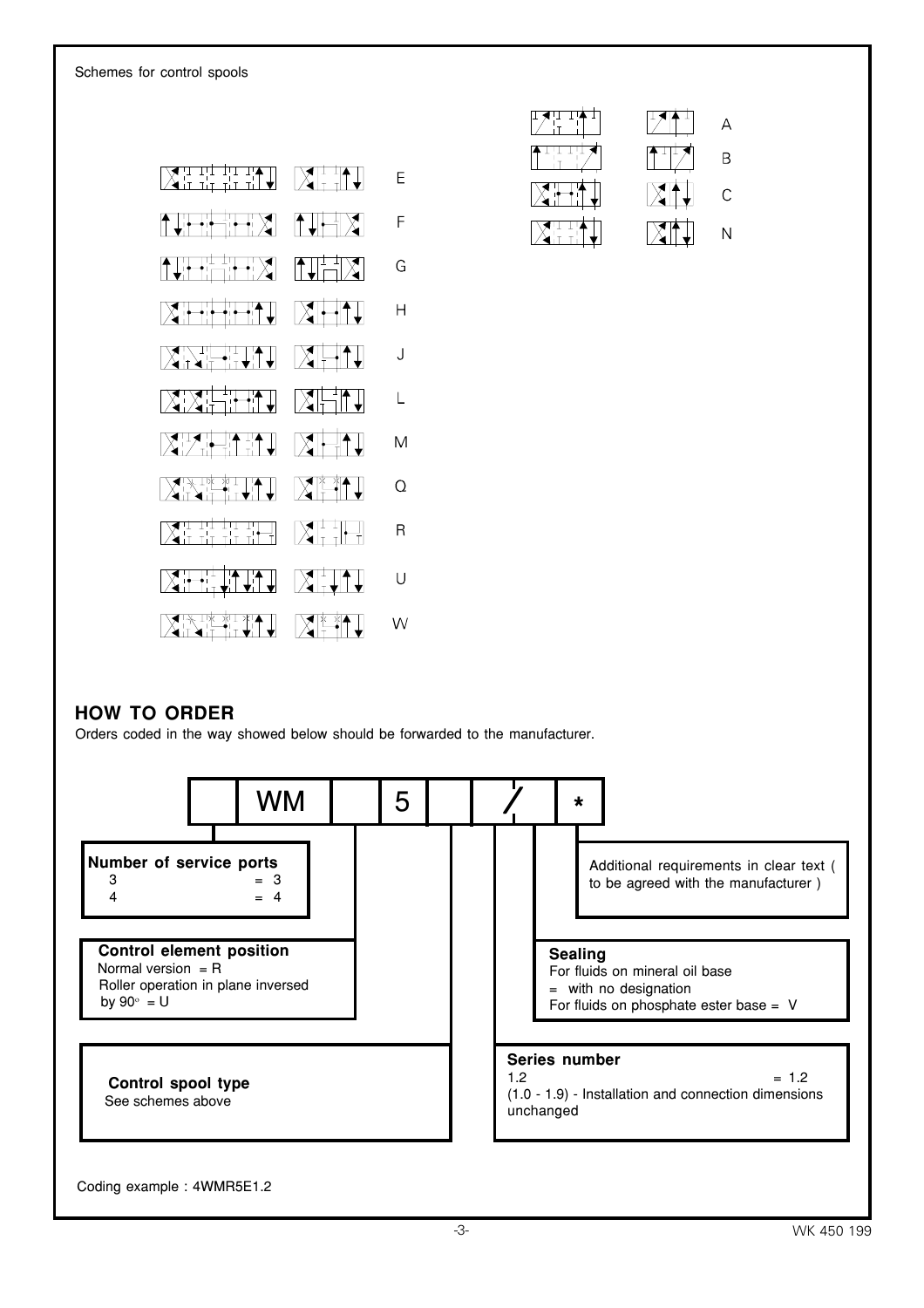Schemes for control spools

E

F

G

H

J

L

M

Q

R

U

W

A

B

C

N

## HOW TO ORDER

Orders coded in the way showed below should be forwarded to the manufacturer.

| | WM | | 5 | | / | * |
|---|---|---|---|---|---|---|

**Number of service ports**
3 = 3
4 = 4

**Control element position**
Normal version = R
Roller operation in plane inversed by 90° = U

**Control spool type**
See schemes above

**Series number**
1.2 = 1.2
(1.0 - 1.9) - Installation and connection dimensions unchanged

**Sealing**
For fluids on mineral oil base = with no designation
For fluids on phosphate ester base = V

Additional requirements in clear text ( to be agreed with the manufacturer )

Coding example : 4WMR5E1.2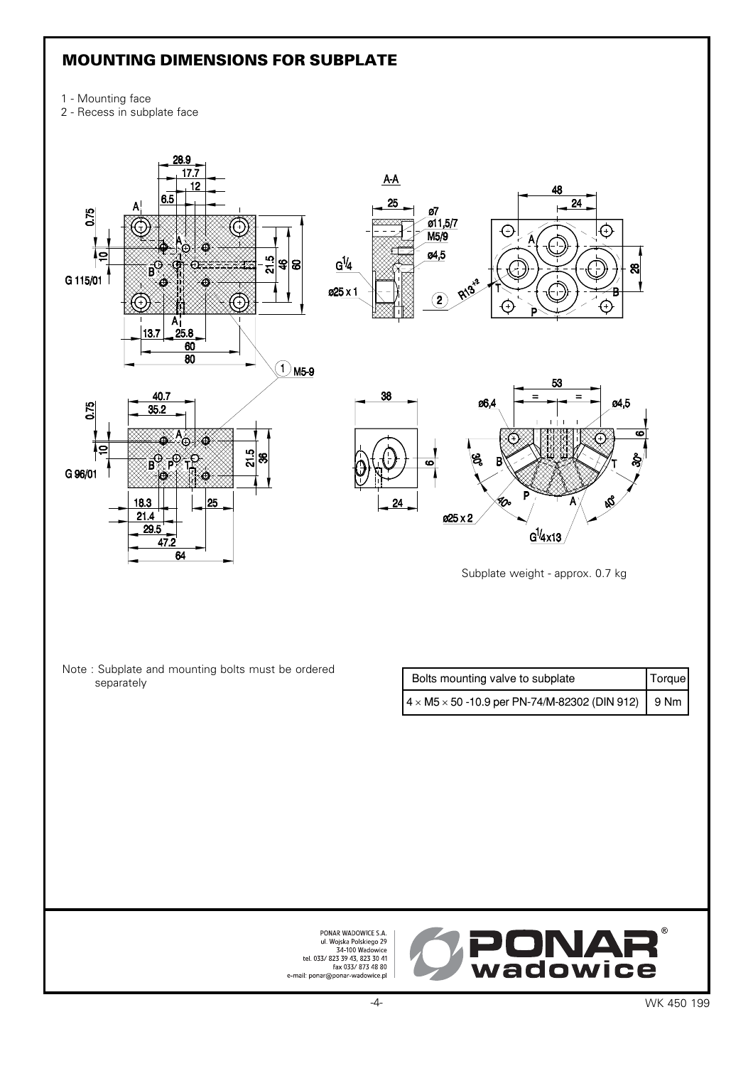## MOUNTING DIMENSIONS FOR SUBPLATE

1 - Mounting face
2 - Recess in subplate face

Subplate weight - approx. 0.7 kg

Note : Subplate and mounting bolts must be ordered separately

| Bolts mounting valve to subplate | Torque |
|---|---|
| 4 × M5 × 50 -10.9 per PN-74/M-82302 (DIN 912) | 9 Nm |